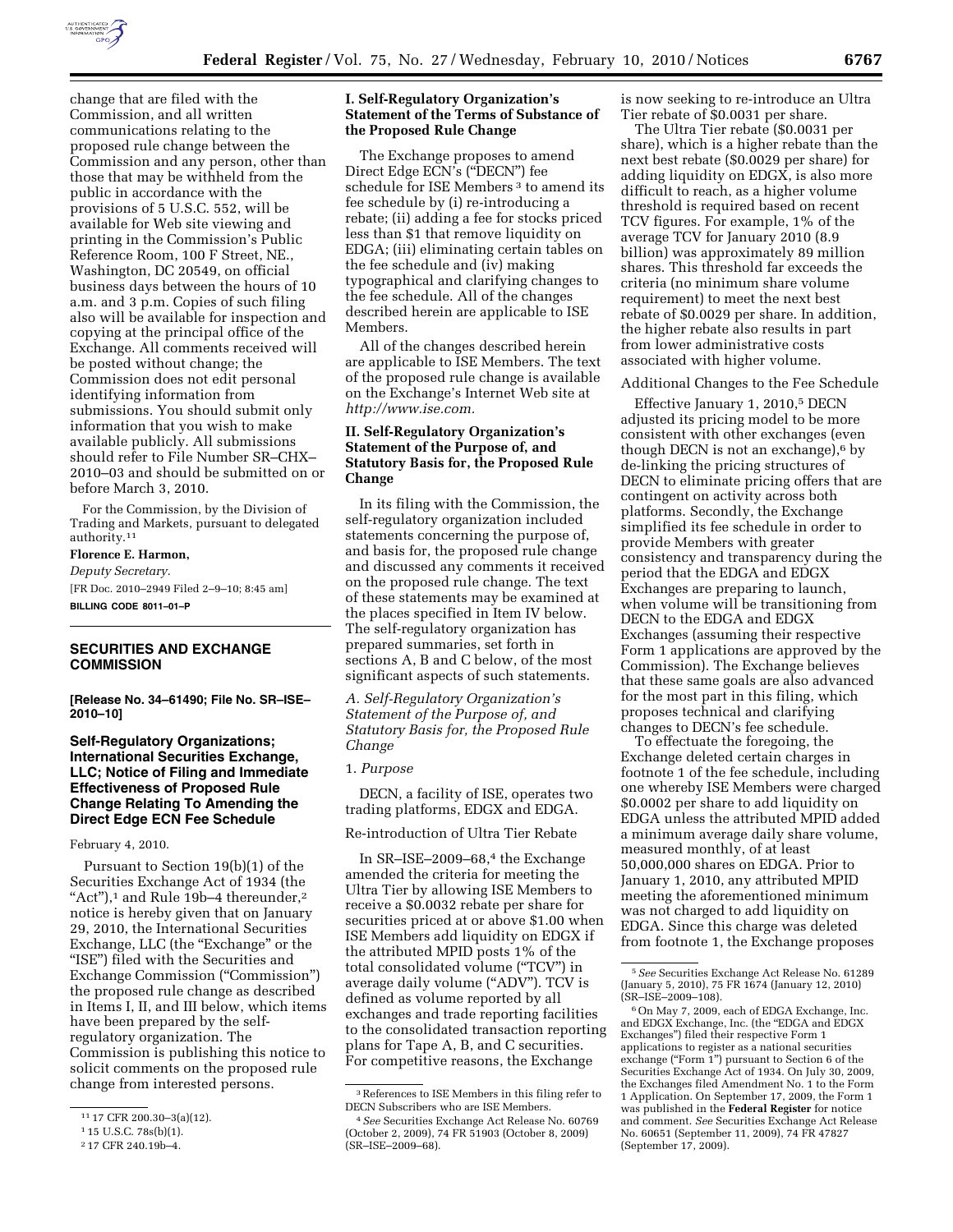change that are filed with the Commission, and all written communications relating to the proposed rule change between the Commission and any person, other than those that may be withheld from the public in accordance with the provisions of 5 U.S.C. 552, will be available for Web site viewing and printing in the Commission's Public Reference Room, 100 F Street, NE., Washington, DC 20549, on official business days between the hours of 10 a.m. and 3 p.m. Copies of such filing also will be available for inspection and copying at the principal office of the Exchange. All comments received will be posted without change; the Commission does not edit personal identifying information from submissions. You should submit only information that you wish to make available publicly. All submissions should refer to File Number SR–CHX–2010–03 and should be submitted on or before March 3, 2010.

For the Commission, by the Division of Trading and Markets, pursuant to delegated authority.[11]

**Florence E. Harmon,**

*Deputy Secretary.*

[FR Doc. 2010–2949 Filed 2–9–10; 8:45 am]

**BILLING CODE 8011–01–P**

---

## SECURITIES AND EXCHANGE COMMISSION

**[Release No. 34–61490; File No. SR–ISE–2010–10]**

### Self-Regulatory Organizations; International Securities Exchange, LLC; Notice of Filing and Immediate Effectiveness of Proposed Rule Change Relating To Amending the Direct Edge ECN Fee Schedule

February 4, 2010.

Pursuant to Section 19(b)(1) of the Securities Exchange Act of 1934 (the "Act"),[1] and Rule 19b–4 thereunder,[2] notice is hereby given that on January 29, 2010, the International Securities Exchange, LLC (the "Exchange" or the "ISE") filed with the Securities and Exchange Commission ("Commission") the proposed rule change as described in Items I, II, and III below, which items have been prepared by the self-regulatory organization. The Commission is publishing this notice to solicit comments on the proposed rule change from interested persons.

#### I. Self-Regulatory Organization's Statement of the Terms of Substance of the Proposed Rule Change

The Exchange proposes to amend Direct Edge ECN's ("DECN") fee schedule for ISE Members[3] to amend its fee schedule by (i) re-introducing a rebate; (ii) adding a fee for stocks priced less than $1 that remove liquidity on EDGA; (iii) eliminating certain tables on the fee schedule and (iv) making typographical and clarifying changes to the fee schedule. All of the changes described herein are applicable to ISE Members.

All of the changes described herein are applicable to ISE Members. The text of the proposed rule change is available on the Exchange's Internet Web site at *http://www.ise.com.*

#### II. Self-Regulatory Organization's Statement of the Purpose of, and Statutory Basis for, the Proposed Rule Change

In its filing with the Commission, the self-regulatory organization included statements concerning the purpose of, and basis for, the proposed rule change and discussed any comments it received on the proposed rule change. The text of these statements may be examined at the places specified in Item IV below. The self-regulatory organization has prepared summaries, set forth in sections A, B and C below, of the most significant aspects of such statements.

*A. Self-Regulatory Organization's Statement of the Purpose of, and Statutory Basis for, the Proposed Rule Change*

1. *Purpose*

DECN, a facility of ISE, operates two trading platforms, EDGX and EDGA.

Re-introduction of Ultra Tier Rebate

In SR–ISE–2009–68,[4] the Exchange amended the criteria for meeting the Ultra Tier by allowing ISE Members to receive a $0.0032 rebate per share for securities priced at or above $1.00 when ISE Members add liquidity on EDGX if the attributed MPID posts 1% of the total consolidated volume ("TCV") in average daily volume ("ADV"). TCV is defined as volume reported by all exchanges and trade reporting facilities to the consolidated transaction reporting plans for Tape A, B, and C securities. For competitive reasons, the Exchange is now seeking to re-introduce an Ultra Tier rebate of $0.0031 per share.

The Ultra Tier rebate ($0.0031 per share), which is a higher rebate than the next best rebate ($0.0029 per share) for adding liquidity on EDGX, is also more difficult to reach, as a higher volume threshold is required based on recent TCV figures. For example, 1% of the average TCV for January 2010 (8.9 billion) was approximately 89 million shares. This threshold far exceeds the criteria (no minimum share volume requirement) to meet the next best rebate of $0.0029 per share. In addition, the higher rebate also results in part from lower administrative costs associated with higher volume.

Additional Changes to the Fee Schedule

Effective January 1, 2010,[5] DECN adjusted its pricing model to be more consistent with other exchanges (even though DECN is not an exchange),[6] by de-linking the pricing structures of DECN to eliminate pricing offers that are contingent on activity across both platforms. Secondly, the Exchange simplified its fee schedule in order to provide Members with greater consistency and transparency during the period that the EDGA and EDGX Exchanges are preparing to launch, when volume will be transitioning from DECN to the EDGA and EDGX Exchanges (assuming their respective Form 1 applications are approved by the Commission). The Exchange believes that these same goals are also advanced for the most part in this filing, which proposes technical and clarifying changes to DECN's fee schedule.

To effectuate the foregoing, the Exchange deleted certain charges in footnote 1 of the fee schedule, including one whereby ISE Members were charged $0.0002 per share to add liquidity on EDGA unless the attributed MPID added a minimum average daily share volume, measured monthly, of at least 50,000,000 shares on EDGA. Prior to January 1, 2010, any attributed MPID meeting the aforementioned minimum was not charged to add liquidity on EDGA. Since this charge was deleted from footnote 1, the Exchange proposes

---

[11] 17 CFR 200.30–3(a)(12).

[1] 15 U.S.C. 78s(b)(1).

[2] 17 CFR 240.19b–4.

[3] References to ISE Members in this filing refer to DECN Subscribers who are ISE Members.

[4] *See* Securities Exchange Act Release No. 60769 (October 2, 2009), 74 FR 51903 (October 8, 2009) (SR–ISE–2009–68).

[5] *See* Securities Exchange Act Release No. 61289 (January 5, 2010), 75 FR 1674 (January 12, 2010) (SR–ISE–2009–108).

[6] On May 7, 2009, each of EDGA Exchange, Inc. and EDGX Exchange, Inc. (the "EDGA and EDGX Exchanges") filed their respective Form 1 applications to register as a national securities exchange ("Form 1") pursuant to Section 6 of the Securities Exchange Act of 1934. On July 30, 2009, the Exchanges filed Amendment No. 1 to the Form 1 Application. On September 17, 2009, the Form 1 was published in the **Federal Register** for notice and comment. *See* Securities Exchange Act Release No. 60651 (September 11, 2009), 74 FR 47827 (September 17, 2009).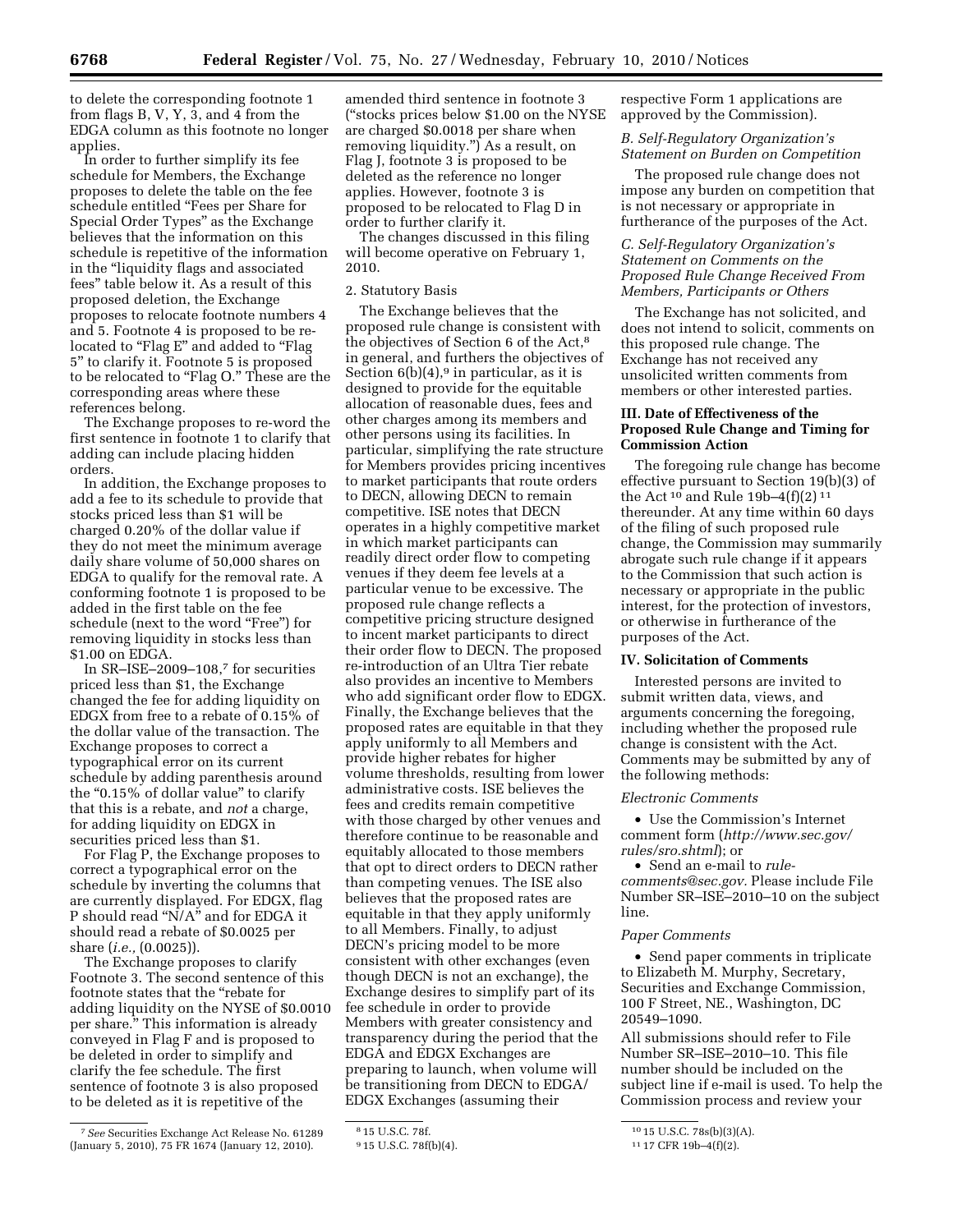to delete the corresponding footnote 1 from flags B, V, Y, 3, and 4 from the EDGA column as this footnote no longer applies.

In order to further simplify its fee schedule for Members, the Exchange proposes to delete the table on the fee schedule entitled "Fees per Share for Special Order Types" as the Exchange believes that the information on this schedule is repetitive of the information in the "liquidity flags and associated fees" table below it. As a result of this proposed deletion, the Exchange proposes to relocate footnote numbers 4 and 5. Footnote 4 is proposed to be re-located to "Flag E" and added to "Flag 5" to clarify it. Footnote 5 is proposed to be relocated to "Flag O." These are the corresponding areas where these references belong.

The Exchange proposes to re-word the first sentence in footnote 1 to clarify that adding can include placing hidden orders.

In addition, the Exchange proposes to add a fee to its schedule to provide that stocks priced less than $1 will be charged 0.20% of the dollar value if they do not meet the minimum average daily share volume of 50,000 shares on EDGA to qualify for the removal rate. A conforming footnote 1 is proposed to be added in the first table on the fee schedule (next to the word "Free") for removing liquidity in stocks less than $1.00 on EDGA.

In SR–ISE–2009–108,[7] for securities priced less than $1, the Exchange changed the fee for adding liquidity on EDGX from free to a rebate of 0.15% of the dollar value of the transaction. The Exchange proposes to correct a typographical error on its current schedule by adding parenthesis around the "0.15% of dollar value" to clarify that this is a rebate, and *not* a charge, for adding liquidity on EDGX in securities priced less than $1.

For Flag P, the Exchange proposes to correct a typographical error on the schedule by inverting the columns that are currently displayed. For EDGX, flag P should read "N/A" and for EDGA it should read a rebate of $0.0025 per share (*i.e.,* (0.0025)).

The Exchange proposes to clarify Footnote 3. The second sentence of this footnote states that the "rebate for adding liquidity on the NYSE of $0.0010 per share." This information is already conveyed in Flag F and is proposed to be deleted in order to simplify and clarify the fee schedule. The first sentence of footnote 3 is also proposed to be deleted as it is repetitive of the amended third sentence in footnote 3 ("stocks prices below $1.00 on the NYSE are charged $0.0018 per share when removing liquidity.") As a result, on Flag J, footnote 3 is proposed to be deleted as the reference no longer applies. However, footnote 3 is proposed to be relocated to Flag D in order to further clarify it.

The changes discussed in this filing will become operative on February 1, 2010.

2. Statutory Basis

The Exchange believes that the proposed rule change is consistent with the objectives of Section 6 of the Act,[8] in general, and furthers the objectives of Section 6(b)(4),[9] in particular, as it is designed to provide for the equitable allocation of reasonable dues, fees and other charges among its members and other persons using its facilities. In particular, simplifying the rate structure for Members provides pricing incentives to market participants that route orders to DECN, allowing DECN to remain competitive. ISE notes that DECN operates in a highly competitive market in which market participants can readily direct order flow to competing venues if they deem fee levels at a particular venue to be excessive. The proposed rule change reflects a competitive pricing structure designed to incent market participants to direct their order flow to DECN. The proposed re-introduction of an Ultra Tier rebate also provides an incentive to Members who add significant order flow to EDGX. Finally, the Exchange believes that the proposed rates are equitable in that they apply uniformly to all Members and provide higher rebates for higher volume thresholds, resulting from lower administrative costs. ISE believes the fees and credits remain competitive with those charged by other venues and therefore continue to be reasonable and equitably allocated to those members that opt to direct orders to DECN rather than competing venues. The ISE also believes that the proposed rates are equitable in that they apply uniformly to all Members. Finally, to adjust DECN's pricing model to be more consistent with other exchanges (even though DECN is not an exchange), the Exchange desires to simplify part of its fee schedule in order to provide Members with greater consistency and transparency during the period that the EDGA and EDGX Exchanges are preparing to launch, when volume will be transitioning from DECN to EDGA/EDGX Exchanges (assuming their respective Form 1 applications are approved by the Commission).

### *B. Self-Regulatory Organization's Statement on Burden on Competition*

The proposed rule change does not impose any burden on competition that is not necessary or appropriate in furtherance of the purposes of the Act.

### *C. Self-Regulatory Organization's Statement on Comments on the Proposed Rule Change Received From Members, Participants or Others*

The Exchange has not solicited, and does not intend to solicit, comments on this proposed rule change. The Exchange has not received any unsolicited written comments from members or other interested parties.

## III. Date of Effectiveness of the Proposed Rule Change and Timing for Commission Action

The foregoing rule change has become effective pursuant to Section 19(b)(3) of the Act[10] and Rule 19b–4(f)(2)[11] thereunder. At any time within 60 days of the filing of such proposed rule change, the Commission may summarily abrogate such rule change if it appears to the Commission that such action is necessary or appropriate in the public interest, for the protection of investors, or otherwise in furtherance of the purposes of the Act.

## IV. Solicitation of Comments

Interested persons are invited to submit written data, views, and arguments concerning the foregoing, including whether the proposed rule change is consistent with the Act. Comments may be submitted by any of the following methods:

### *Electronic Comments*

- Use the Commission's Internet comment form (*http://www.sec.gov/rules/sro.shtml*); or
- Send an e-mail to *rule-comments@sec.gov.* Please include File Number SR–ISE–2010–10 on the subject line.

### *Paper Comments*

- Send paper comments in triplicate to Elizabeth M. Murphy, Secretary, Securities and Exchange Commission, 100 F Street, NE., Washington, DC 20549–1090.

All submissions should refer to File Number SR–ISE–2010–10. This file number should be included on the subject line if e-mail is used. To help the Commission process and review your

---

[7] *See* Securities Exchange Act Release No. 61289 (January 5, 2010), 75 FR 1674 (January 12, 2010).

[8] 15 U.S.C. 78f.

[9] 15 U.S.C. 78f(b)(4).

[10] 15 U.S.C. 78s(b)(3)(A).

[11] 17 CFR 19b–4(f)(2).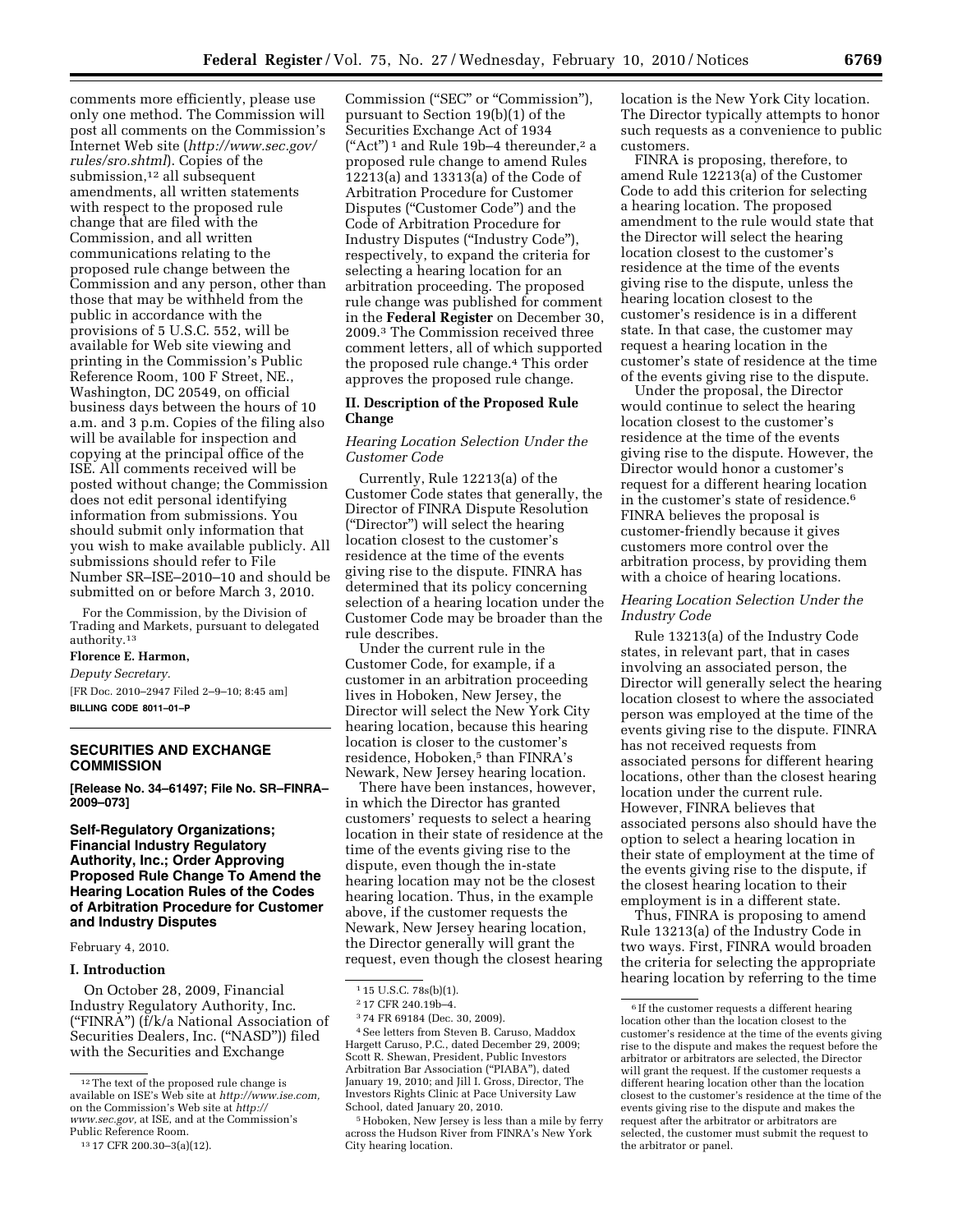comments more efficiently, please use only one method. The Commission will post all comments on the Commission's Internet Web site (*http://www.sec.gov/rules/sro.shtml*). Copies of the submission,[12] all subsequent amendments, all written statements with respect to the proposed rule change that are filed with the Commission, and all written communications relating to the proposed rule change between the Commission and any person, other than those that may be withheld from the public in accordance with the provisions of 5 U.S.C. 552, will be available for Web site viewing and printing in the Commission's Public Reference Room, 100 F Street, NE., Washington, DC 20549, on official business days between the hours of 10 a.m. and 3 p.m. Copies of the filing also will be available for inspection and copying at the principal office of the ISE. All comments received will be posted without change; the Commission does not edit personal identifying information from submissions. You should submit only information that you wish to make available publicly. All submissions should refer to File Number SR–ISE–2010–10 and should be submitted on or before March 3, 2010.

For the Commission, by the Division of Trading and Markets, pursuant to delegated authority.[13]

**Florence E. Harmon,**

*Deputy Secretary.*

[FR Doc. 2010–2947 Filed 2–9–10; 8:45 am]

**BILLING CODE 8011–01–P**

[12] The text of the proposed rule change is available on ISE's Web site at *http://www.ise.com,* on the Commission's Web site at *http://www.sec.gov,* at ISE, and at the Commission's Public Reference Room.

[13] 17 CFR 200.30–3(a)(12).

## SECURITIES AND EXCHANGE COMMISSION

**[Release No. 34–61497; File No. SR–FINRA–2009–073]**

### Self-Regulatory Organizations; Financial Industry Regulatory Authority, Inc.; Order Approving Proposed Rule Change To Amend the Hearing Location Rules of the Codes of Arbitration Procedure for Customer and Industry Disputes

February 4, 2010.

#### I. Introduction

On October 28, 2009, Financial Industry Regulatory Authority, Inc. ("FINRA") (f/k/a National Association of Securities Dealers, Inc. ("NASD")) filed with the Securities and Exchange Commission ("SEC" or "Commission"), pursuant to Section 19(b)(1) of the Securities Exchange Act of 1934 ("Act")[1] and Rule 19b–4 thereunder,[2] a proposed rule change to amend Rules 12213(a) and 13313(a) of the Code of Arbitration Procedure for Customer Disputes ("Customer Code") and the Code of Arbitration Procedure for Industry Disputes ("Industry Code"), respectively, to expand the criteria for selecting a hearing location for an arbitration proceeding. The proposed rule change was published for comment in the **Federal Register** on December 30, 2009.[3] The Commission received three comment letters, all of which supported the proposed rule change.[4] This order approves the proposed rule change.

#### II. Description of the Proposed Rule Change

*Hearing Location Selection Under the Customer Code*

Currently, Rule 12213(a) of the Customer Code states that generally, the Director of FINRA Dispute Resolution ("Director") will select the hearing location closest to the customer's residence at the time of the events giving rise to the dispute. FINRA has determined that its policy concerning selection of a hearing location under the Customer Code may be broader than the rule describes.

Under the current rule in the Customer Code, for example, if a customer in an arbitration proceeding lives in Hoboken, New Jersey, the Director will select the New York City hearing location, because this hearing location is closer to the customer's residence, Hoboken,[5] than FINRA's Newark, New Jersey hearing location.

There have been instances, however, in which the Director has granted customers' requests to select a hearing location in their state of residence at the time of the events giving rise to the dispute, even though the in-state hearing location may not be the closest hearing location. Thus, in the example above, if the customer requests the Newark, New Jersey hearing location, the Director generally will grant the request, even though the closest hearing location is the New York City location. The Director typically attempts to honor such requests as a convenience to public customers.

[1] 15 U.S.C. 78s(b)(1).

[2] 17 CFR 240.19b–4.

[3] 74 FR 69184 (Dec. 30, 2009).

[4] See letters from Steven B. Caruso, Maddox Hargett Caruso, P.C., dated December 29, 2009; Scott R. Shewan, President, Public Investors Arbitration Bar Association ("PIABA"), dated January 19, 2010; and Jill I. Gross, Director, The Investors Rights Clinic at Pace University Law School, dated January 20, 2010.

[5] Hoboken, New Jersey is less than a mile by ferry across the Hudson River from FINRA's New York City hearing location.

FINRA is proposing, therefore, to amend Rule 12213(a) of the Customer Code to add this criterion for selecting a hearing location. The proposed amendment to the rule would state that the Director will select the hearing location closest to the customer's residence at the time of the events giving rise to the dispute, unless the hearing location closest to the customer's residence is in a different state. In that case, the customer may request a hearing location in the customer's state of residence at the time of the events giving rise to the dispute.

Under the proposal, the Director would continue to select the hearing location closest to the customer's residence at the time of the events giving rise to the dispute. However, the Director would honor a customer's request for a different hearing location in the customer's state of residence.[6] FINRA believes the proposal is customer-friendly because it gives customers more control over the arbitration process, by providing them with a choice of hearing locations.

*Hearing Location Selection Under the Industry Code*

Rule 13213(a) of the Industry Code states, in relevant part, that in cases involving an associated person, the Director will generally select the hearing location closest to where the associated person was employed at the time of the events giving rise to the dispute. FINRA has not received requests from associated persons for different hearing locations, other than the closest hearing location under the current rule. However, FINRA believes that associated persons also should have the option to select a hearing location in their state of employment at the time of the events giving rise to the dispute, if the closest hearing location to their employment is in a different state.

Thus, FINRA is proposing to amend Rule 13213(a) of the Industry Code in two ways. First, FINRA would broaden the criteria for selecting the appropriate hearing location by referring to the time

[6] If the customer requests a different hearing location other than the location closest to the customer's residence at the time of the events giving rise to the dispute and makes the request before the arbitrator or arbitrators are selected, the Director will grant the request. If the customer requests a different hearing location other than the location closest to the customer's residence at the time of the events giving rise to the dispute and makes the request after the arbitrator or arbitrators are selected, the customer must submit the request to the arbitrator or panel.